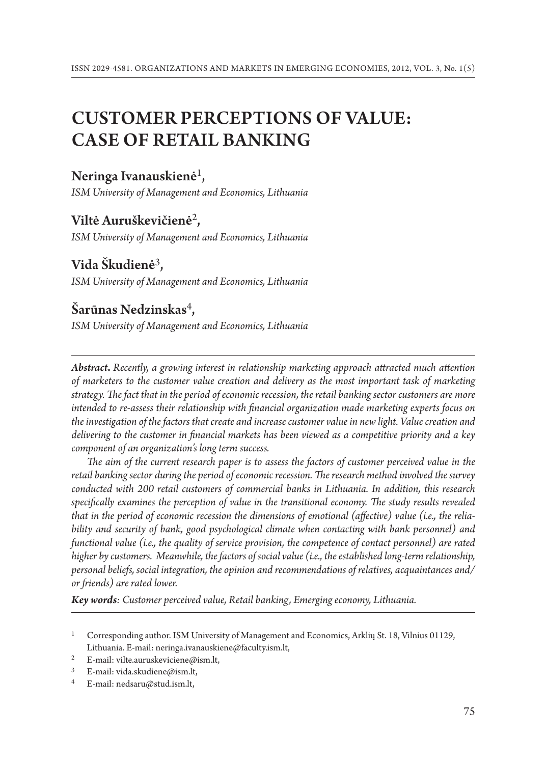# CUSTOMER PERCEPTIONS OF VALUE: CASE OF RETAIL BANKING

## Neringa Ivanauskienė[1],

*ISM University of Management and Economics, Lithuania*

## Viltė Auruškevičienė[2],

*ISM University of Management and Economics, Lithuania*

## Vida Škudienė[3],

*ISM University of Management and Economics, Lithuania*

## Šarūnas Nedzinskas[4],

*ISM University of Management and Economics, Lithuania*

---

***Abstract.*** *Recently, a growing interest in relationship marketing approach attracted much attention of marketers to the customer value creation and delivery as the most important task of marketing strategy. The fact that in the period of economic recession, the retail banking sector customers are more intended to re-assess their relationship with financial organization made marketing experts focus on the investigation of the factors that create and increase customer value in new light. Value creation and delivering to the customer in financial markets has been viewed as a competitive priority and a key component of an organization's long term success.*

*The aim of the current research paper is to assess the factors of customer perceived value in the retail banking sector during the period of economic recession. The research method involved the survey conducted with 200 retail customers of commercial banks in Lithuania. In addition, this research specifically examines the perception of value in the transitional economy. The study results revealed that in the period of economic recession the dimensions of emotional (affective) value (i.e., the reliability and security of bank, good psychological climate when contacting with bank personnel) and functional value (i.e., the quality of service provision, the competence of contact personnel) are rated higher by customers. Meanwhile, the factors of social value (i.e., the established long-term relationship, personal beliefs, social integration, the opinion and recommendations of relatives, acquaintances and/ or friends) are rated lower.*

***Key words****: Customer perceived value, Retail banking, Emerging economy, Lithuania.*

---

[1] Corresponding author. ISM University of Management and Economics, Arklių St. 18, Vilnius 01129, Lithuania. E-mail: neringa.ivanauskiene@faculty.ism.lt,

[2] E-mail: vilte.auruskeviciene@ism.lt,

[3] E-mail: vida.skudiene@ism.lt,

[4] E-mail: nedsaru@stud.ism.lt,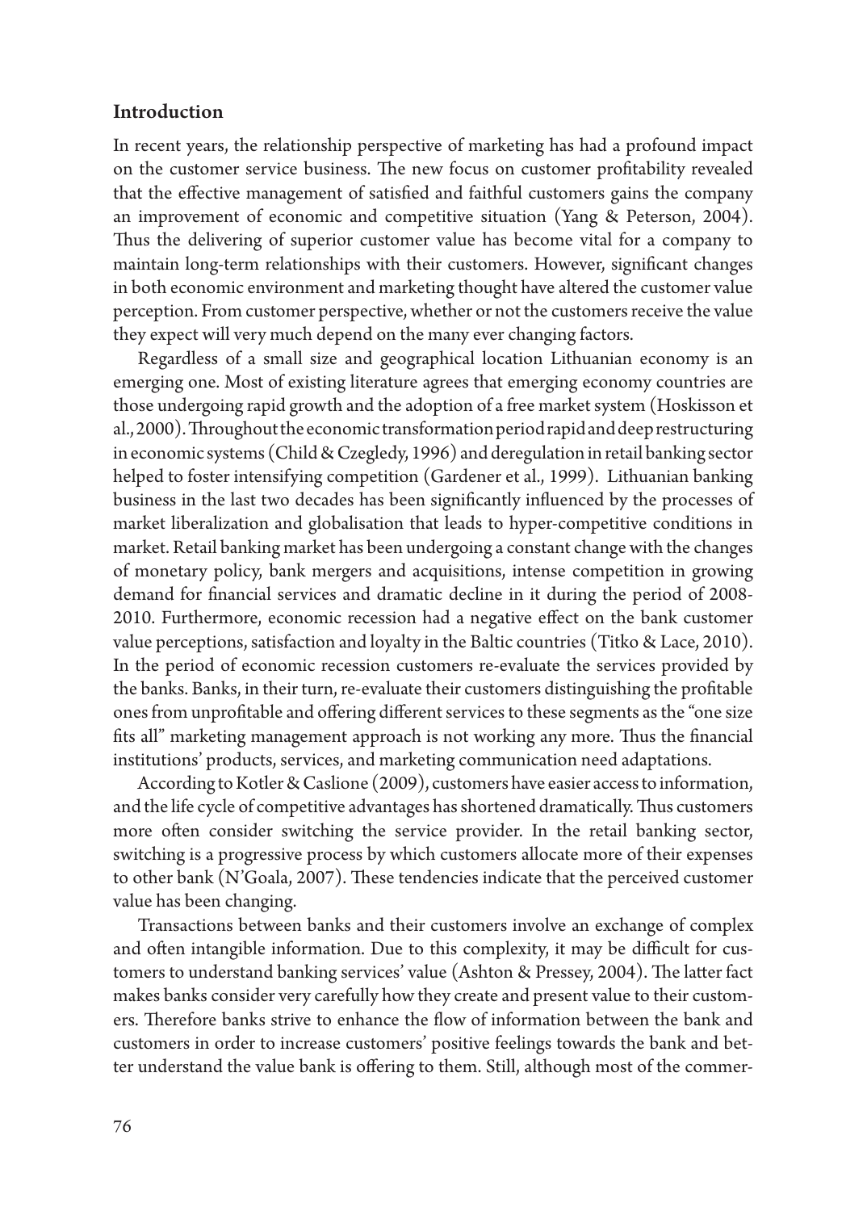## Introduction

In recent years, the relationship perspective of marketing has had a profound impact on the customer service business. The new focus on customer profitability revealed that the effective management of satisfied and faithful customers gains the company an improvement of economic and competitive situation (Yang & Peterson, 2004). Thus the delivering of superior customer value has become vital for a company to maintain long-term relationships with their customers. However, significant changes in both economic environment and marketing thought have altered the customer value perception. From customer perspective, whether or not the customers receive the value they expect will very much depend on the many ever changing factors.

Regardless of a small size and geographical location Lithuanian economy is an emerging one. Most of existing literature agrees that emerging economy countries are those undergoing rapid growth and the adoption of a free market system (Hoskisson et al., 2000). Throughout the economic transformation period rapid and deep restructuring in economic systems (Child & Czegledy, 1996) and deregulation in retail banking sector helped to foster intensifying competition (Gardener et al., 1999). Lithuanian banking business in the last two decades has been significantly influenced by the processes of market liberalization and globalisation that leads to hyper-competitive conditions in market. Retail banking market has been undergoing a constant change with the changes of monetary policy, bank mergers and acquisitions, intense competition in growing demand for financial services and dramatic decline in it during the period of 2008-2010. Furthermore, economic recession had a negative effect on the bank customer value perceptions, satisfaction and loyalty in the Baltic countries (Titko & Lace, 2010). In the period of economic recession customers re-evaluate the services provided by the banks. Banks, in their turn, re-evaluate their customers distinguishing the profitable ones from unprofitable and offering different services to these segments as the "one size fits all" marketing management approach is not working any more. Thus the financial institutions' products, services, and marketing communication need adaptations.

According to Kotler & Caslione (2009), customers have easier access to information, and the life cycle of competitive advantages has shortened dramatically. Thus customers more often consider switching the service provider. In the retail banking sector, switching is a progressive process by which customers allocate more of their expenses to other bank (N'Goala, 2007). These tendencies indicate that the perceived customer value has been changing.

Transactions between banks and their customers involve an exchange of complex and often intangible information. Due to this complexity, it may be difficult for customers to understand banking services' value (Ashton & Pressey, 2004). The latter fact makes banks consider very carefully how they create and present value to their customers. Therefore banks strive to enhance the flow of information between the bank and customers in order to increase customers' positive feelings towards the bank and better understand the value bank is offering to them. Still, although most of the commer-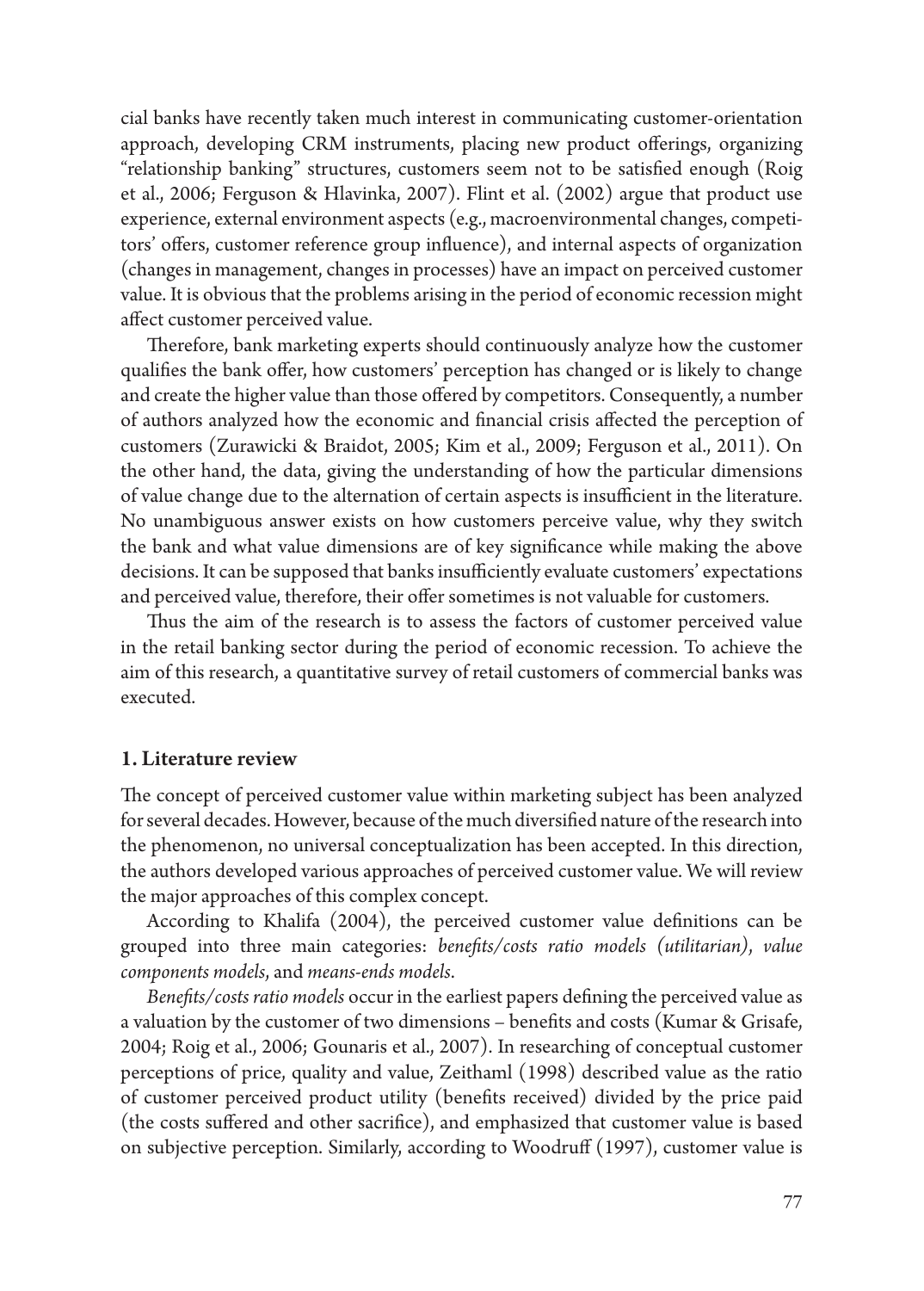cial banks have recently taken much interest in communicating customer-orientation approach, developing CRM instruments, placing new product offerings, organizing "relationship banking" structures, customers seem not to be satisfied enough (Roig et al., 2006; Ferguson & Hlavinka, 2007). Flint et al. (2002) argue that product use experience, external environment aspects (e.g., macroenvironmental changes, competitors' offers, customer reference group influence), and internal aspects of organization (changes in management, changes in processes) have an impact on perceived customer value. It is obvious that the problems arising in the period of economic recession might affect customer perceived value.

Therefore, bank marketing experts should continuously analyze how the customer qualifies the bank offer, how customers' perception has changed or is likely to change and create the higher value than those offered by competitors. Consequently, a number of authors analyzed how the economic and financial crisis affected the perception of customers (Zurawicki & Braidot, 2005; Kim et al., 2009; Ferguson et al., 2011). On the other hand, the data, giving the understanding of how the particular dimensions of value change due to the alternation of certain aspects is insufficient in the literature. No unambiguous answer exists on how customers perceive value, why they switch the bank and what value dimensions are of key significance while making the above decisions. It can be supposed that banks insufficiently evaluate customers' expectations and perceived value, therefore, their offer sometimes is not valuable for customers.

Thus the aim of the research is to assess the factors of customer perceived value in the retail banking sector during the period of economic recession. To achieve the aim of this research, a quantitative survey of retail customers of commercial banks was executed.

## 1. Literature review

The concept of perceived customer value within marketing subject has been analyzed for several decades. However, because of the much diversified nature of the research into the phenomenon, no universal conceptualization has been accepted. In this direction, the authors developed various approaches of perceived customer value. We will review the major approaches of this complex concept.

According to Khalifa (2004), the perceived customer value definitions can be grouped into three main categories: *benefits/costs ratio models (utilitarian)*, *value components models*, and *means-ends models*.

*Benefits/costs ratio models* occur in the earliest papers defining the perceived value as a valuation by the customer of two dimensions – benefits and costs (Kumar & Grisafe, 2004; Roig et al., 2006; Gounaris et al., 2007). In researching of conceptual customer perceptions of price, quality and value, Zeithaml (1998) described value as the ratio of customer perceived product utility (benefits received) divided by the price paid (the costs suffered and other sacrifice), and emphasized that customer value is based on subjective perception. Similarly, according to Woodruff (1997), customer value is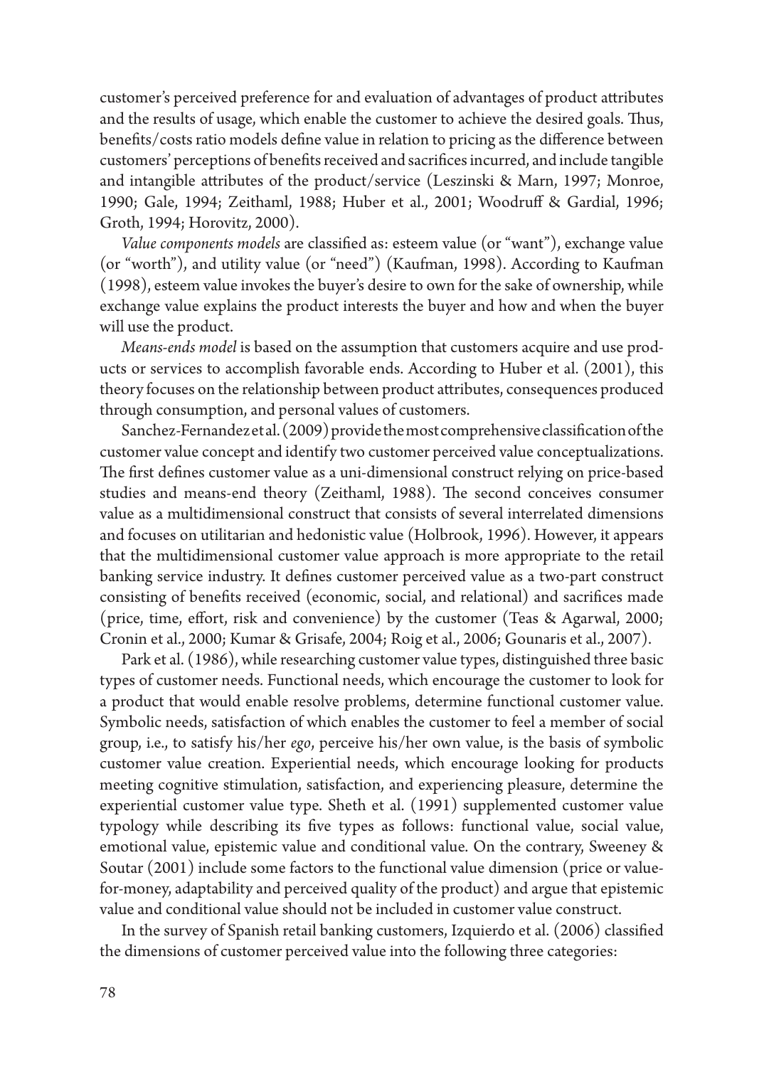customer's perceived preference for and evaluation of advantages of product attributes and the results of usage, which enable the customer to achieve the desired goals. Thus, benefits/costs ratio models define value in relation to pricing as the difference between customers' perceptions of benefits received and sacrifices incurred, and include tangible and intangible attributes of the product/service (Leszinski & Marn, 1997; Monroe, 1990; Gale, 1994; Zeithaml, 1988; Huber et al., 2001; Woodruff & Gardial, 1996; Groth, 1994; Horovitz, 2000).

*Value components models* are classified as: esteem value (or "want"), exchange value (or "worth"), and utility value (or "need") (Kaufman, 1998). According to Kaufman (1998), esteem value invokes the buyer's desire to own for the sake of ownership, while exchange value explains the product interests the buyer and how and when the buyer will use the product.

*Means-ends model* is based on the assumption that customers acquire and use products or services to accomplish favorable ends. According to Huber et al. (2001), this theory focuses on the relationship between product attributes, consequences produced through consumption, and personal values of customers.

Sanchez-Fernandez et al. (2009) provide the most comprehensive classification of the customer value concept and identify two customer perceived value conceptualizations. The first defines customer value as a uni-dimensional construct relying on price-based studies and means-end theory (Zeithaml, 1988). The second conceives consumer value as a multidimensional construct that consists of several interrelated dimensions and focuses on utilitarian and hedonistic value (Holbrook, 1996). However, it appears that the multidimensional customer value approach is more appropriate to the retail banking service industry. It defines customer perceived value as a two-part construct consisting of benefits received (economic, social, and relational) and sacrifices made (price, time, effort, risk and convenience) by the customer (Teas & Agarwal, 2000; Cronin et al., 2000; Kumar & Grisafe, 2004; Roig et al., 2006; Gounaris et al., 2007).

Park et al. (1986), while researching customer value types, distinguished three basic types of customer needs. Functional needs, which encourage the customer to look for a product that would enable resolve problems, determine functional customer value. Symbolic needs, satisfaction of which enables the customer to feel a member of social group, i.e., to satisfy his/her *ego*, perceive his/her own value, is the basis of symbolic customer value creation. Experiential needs, which encourage looking for products meeting cognitive stimulation, satisfaction, and experiencing pleasure, determine the experiential customer value type. Sheth et al. (1991) supplemented customer value typology while describing its five types as follows: functional value, social value, emotional value, epistemic value and conditional value. On the contrary, Sweeney & Soutar (2001) include some factors to the functional value dimension (price or value-for-money, adaptability and perceived quality of the product) and argue that epistemic value and conditional value should not be included in customer value construct.

In the survey of Spanish retail banking customers, Izquierdo et al. (2006) classified the dimensions of customer perceived value into the following three categories: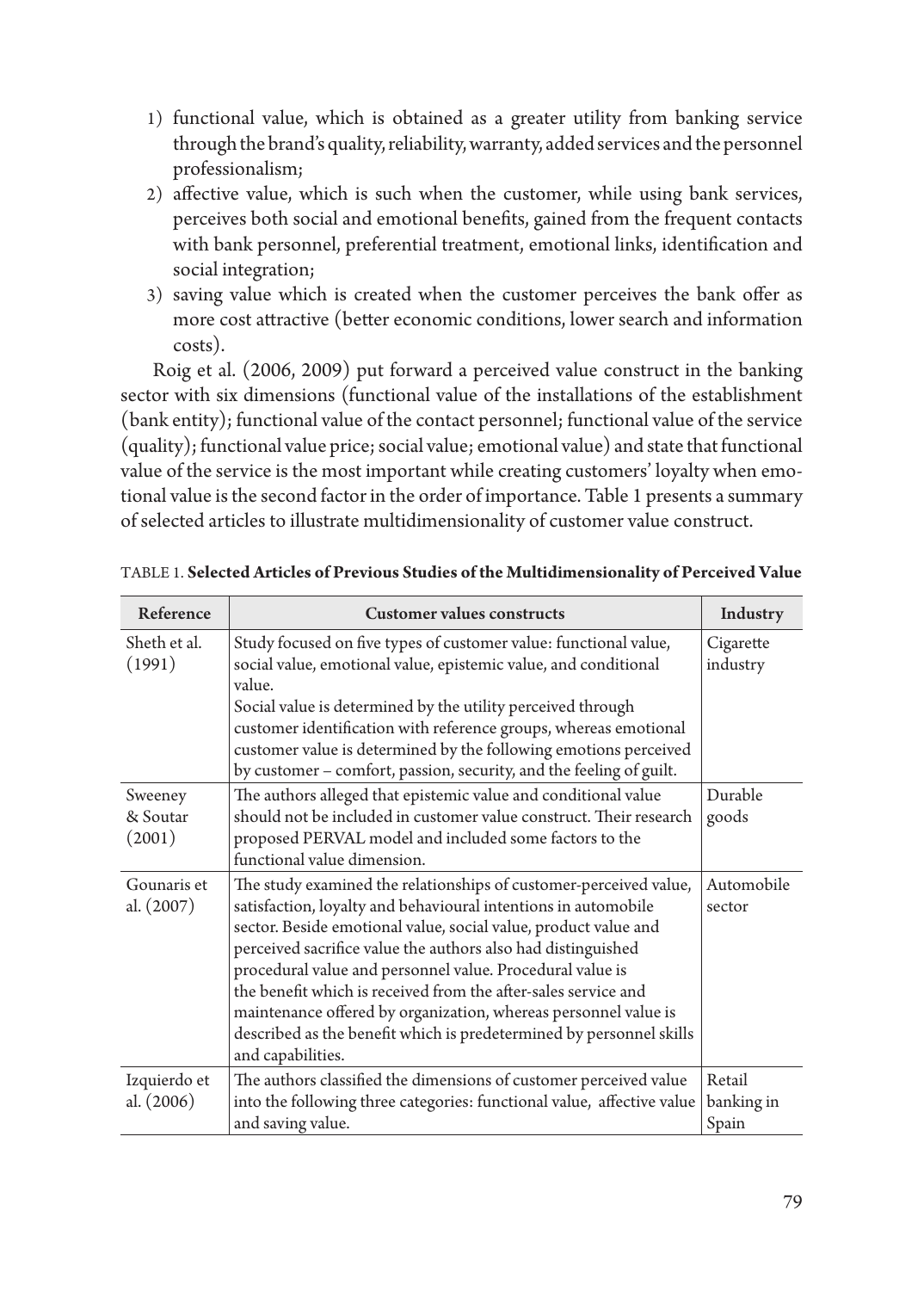1) functional value, which is obtained as a greater utility from banking service through the brand's quality, reliability, warranty, added services and the personnel professionalism;
2) affective value, which is such when the customer, while using bank services, perceives both social and emotional benefits, gained from the frequent contacts with bank personnel, preferential treatment, emotional links, identification and social integration;
3) saving value which is created when the customer perceives the bank offer as more cost attractive (better economic conditions, lower search and information costs).

Roig et al. (2006, 2009) put forward a perceived value construct in the banking sector with six dimensions (functional value of the installations of the establishment (bank entity); functional value of the contact personnel; functional value of the service (quality); functional value price; social value; emotional value) and state that functional value of the service is the most important while creating customers' loyalty when emotional value is the second factor in the order of importance. Table 1 presents a summary of selected articles to illustrate multidimensionality of customer value construct.

TABLE 1. **Selected Articles of Previous Studies of the Multidimensionality of Perceived Value**

| Reference | Customer values constructs | Industry |
|---|---|---|
| Sheth et al. (1991) | Study focused on five types of customer value: functional value, social value, emotional value, epistemic value, and conditional value. Social value is determined by the utility perceived through customer identification with reference groups, whereas emotional customer value is determined by the following emotions perceived by customer – comfort, passion, security, and the feeling of guilt. | Cigarette industry |
| Sweeney & Soutar (2001) | The authors alleged that epistemic value and conditional value should not be included in customer value construct. Their research proposed PERVAL model and included some factors to the functional value dimension. | Durable goods |
| Gounaris et al. (2007) | The study examined the relationships of customer-perceived value, satisfaction, loyalty and behavioural intentions in automobile sector. Beside emotional value, social value, product value and perceived sacrifice value the authors also had distinguished procedural value and personnel value. Procedural value is the benefit which is received from the after-sales service and maintenance offered by organization, whereas personnel value is described as the benefit which is predetermined by personnel skills and capabilities. | Automobile sector |
| Izquierdo et al. (2006) | The authors classified the dimensions of customer perceived value into the following three categories: functional value, affective value and saving value. | Retail banking in Spain |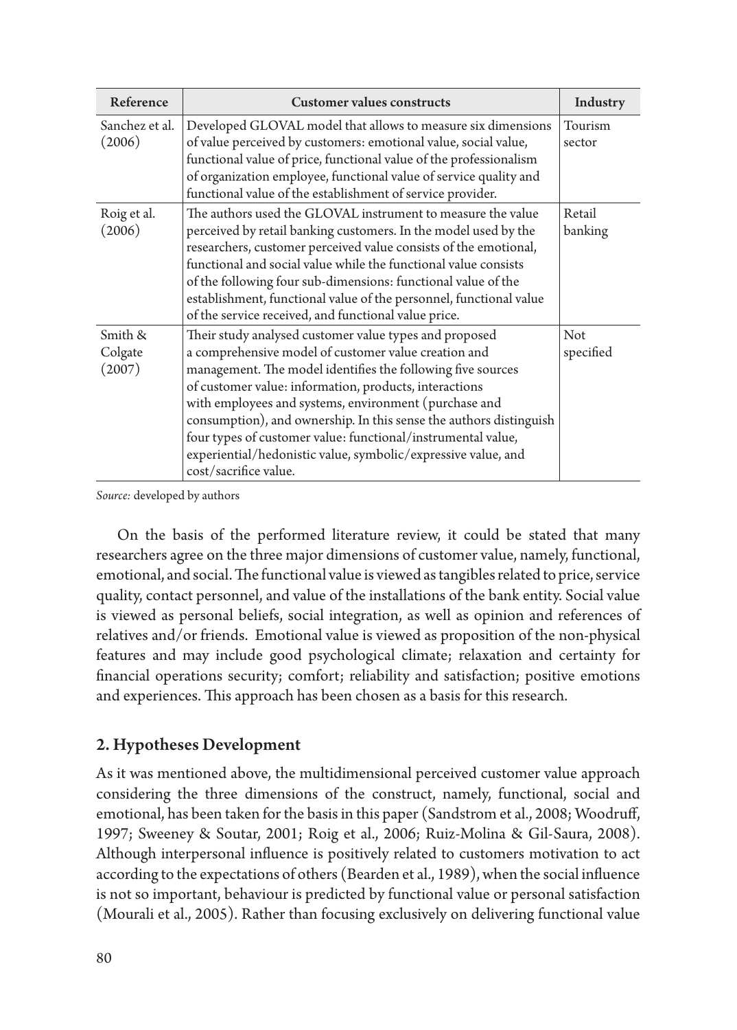| Reference | Customer values constructs | Industry |
|---|---|---|
| Sanchez et al. (2006) | Developed GLOVAL model that allows to measure six dimensions of value perceived by customers: emotional value, social value, functional value of price, functional value of the professionalism of organization employee, functional value of service quality and functional value of the establishment of service provider. | Tourism sector |
| Roig et al. (2006) | The authors used the GLOVAL instrument to measure the value perceived by retail banking customers. In the model used by the researchers, customer perceived value consists of the emotional, functional and social value while the functional value consists of the following four sub-dimensions: functional value of the establishment, functional value of the personnel, functional value of the service received, and functional value price. | Retail banking |
| Smith & Colgate (2007) | Their study analysed customer value types and proposed a comprehensive model of customer value creation and management. The model identifies the following five sources of customer value: information, products, interactions with employees and systems, environment (purchase and consumption), and ownership. In this sense the authors distinguish four types of customer value: functional/instrumental value, experiential/hedonistic value, symbolic/expressive value, and cost/sacrifice value. | Not specified |

*Source:* developed by authors

On the basis of the performed literature review, it could be stated that many researchers agree on the three major dimensions of customer value, namely, functional, emotional, and social. The functional value is viewed as tangibles related to price, service quality, contact personnel, and value of the installations of the bank entity. Social value is viewed as personal beliefs, social integration, as well as opinion and references of relatives and/or friends. Emotional value is viewed as proposition of the non-physical features and may include good psychological climate; relaxation and certainty for financial operations security; comfort; reliability and satisfaction; positive emotions and experiences. This approach has been chosen as a basis for this research.

## 2. Hypotheses Development

As it was mentioned above, the multidimensional perceived customer value approach considering the three dimensions of the construct, namely, functional, social and emotional, has been taken for the basis in this paper (Sandstrom et al., 2008; Woodruff, 1997; Sweeney & Soutar, 2001; Roig et al., 2006; Ruiz-Molina & Gil-Saura, 2008). Although interpersonal influence is positively related to customers motivation to act according to the expectations of others (Bearden et al., 1989), when the social influence is not so important, behaviour is predicted by functional value or personal satisfaction (Mourali et al., 2005). Rather than focusing exclusively on delivering functional value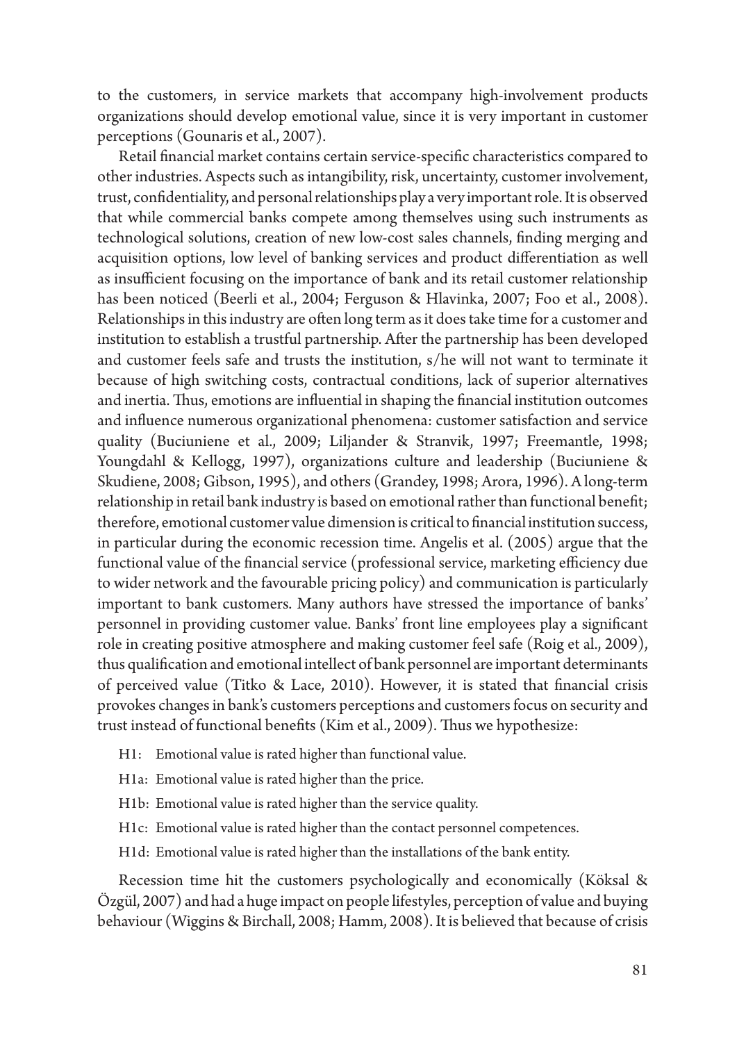to the customers, in service markets that accompany high-involvement products organizations should develop emotional value, since it is very important in customer perceptions (Gounaris et al., 2007).

Retail financial market contains certain service-specific characteristics compared to other industries. Aspects such as intangibility, risk, uncertainty, customer involvement, trust, confidentiality, and personal relationships play a very important role. It is observed that while commercial banks compete among themselves using such instruments as technological solutions, creation of new low-cost sales channels, finding merging and acquisition options, low level of banking services and product differentiation as well as insufficient focusing on the importance of bank and its retail customer relationship has been noticed (Beerli et al., 2004; Ferguson & Hlavinka, 2007; Foo et al., 2008). Relationships in this industry are often long term as it does take time for a customer and institution to establish a trustful partnership. After the partnership has been developed and customer feels safe and trusts the institution, s/he will not want to terminate it because of high switching costs, contractual conditions, lack of superior alternatives and inertia. Thus, emotions are influential in shaping the financial institution outcomes and influence numerous organizational phenomena: customer satisfaction and service quality (Buciuniene et al., 2009; Liljander & Stranvik, 1997; Freemantle, 1998; Youngdahl & Kellogg, 1997), organizations culture and leadership (Buciuniene & Skudiene, 2008; Gibson, 1995), and others (Grandey, 1998; Arora, 1996). A long-term relationship in retail bank industry is based on emotional rather than functional benefit; therefore, emotional customer value dimension is critical to financial institution success, in particular during the economic recession time. Angelis et al. (2005) argue that the functional value of the financial service (professional service, marketing efficiency due to wider network and the favourable pricing policy) and communication is particularly important to bank customers. Many authors have stressed the importance of banks' personnel in providing customer value. Banks' front line employees play a significant role in creating positive atmosphere and making customer feel safe (Roig et al., 2009), thus qualification and emotional intellect of bank personnel are important determinants of perceived value (Titko & Lace, 2010). However, it is stated that financial crisis provokes changes in bank's customers perceptions and customers focus on security and trust instead of functional benefits (Kim et al., 2009). Thus we hypothesize:

- H1: Emotional value is rated higher than functional value.
- H1a: Emotional value is rated higher than the price.
- H1b: Emotional value is rated higher than the service quality.
- H1c: Emotional value is rated higher than the contact personnel competences.
- H1d: Emotional value is rated higher than the installations of the bank entity.

Recession time hit the customers psychologically and economically (Köksal & Özgül, 2007) and had a huge impact on people lifestyles, perception of value and buying behaviour (Wiggins & Birchall, 2008; Hamm, 2008). It is believed that because of crisis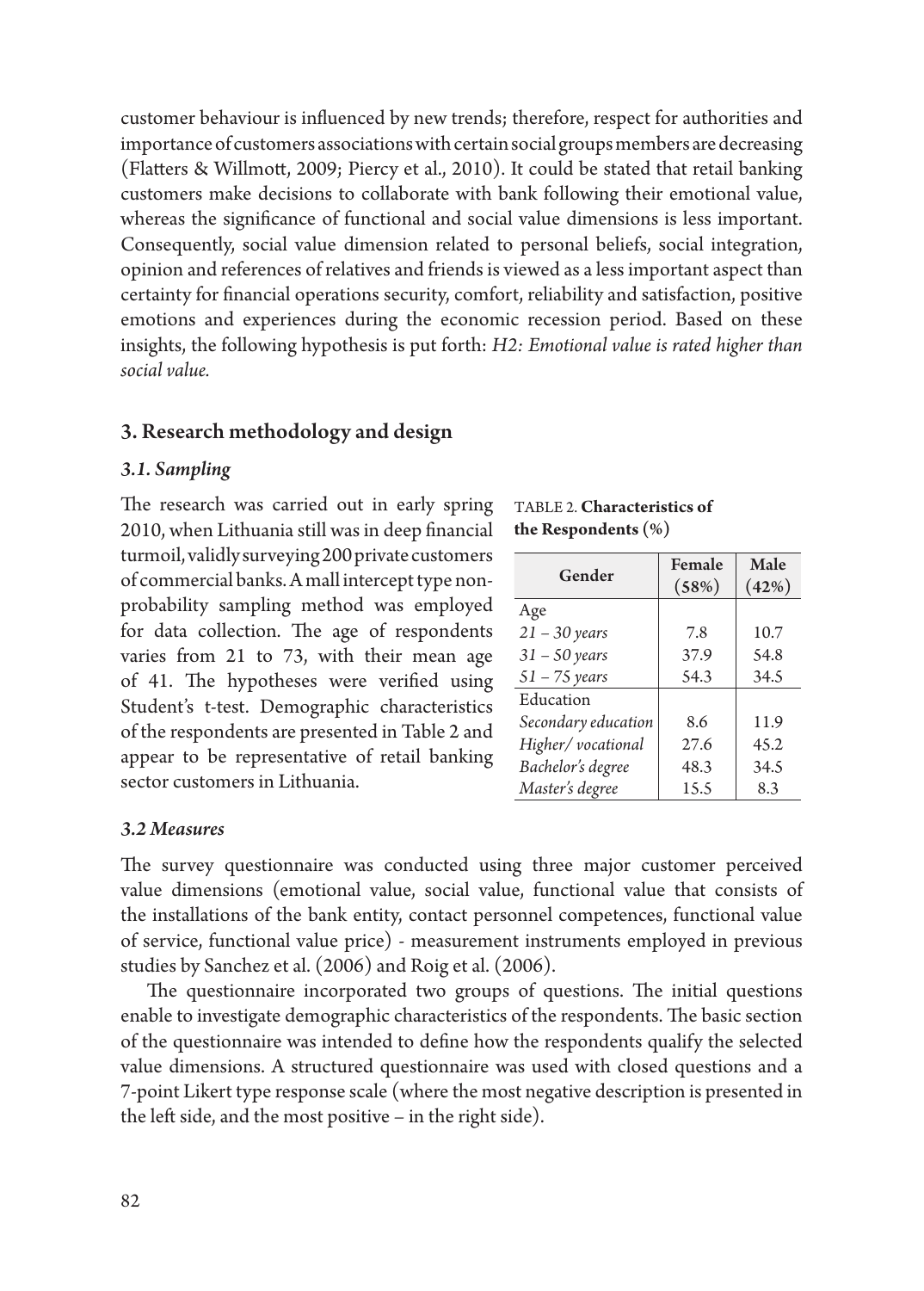customer behaviour is influenced by new trends; therefore, respect for authorities and importance of customers associations with certain social groups members are decreasing (Flatters & Willmott, 2009; Piercy et al., 2010). It could be stated that retail banking customers make decisions to collaborate with bank following their emotional value, whereas the significance of functional and social value dimensions is less important. Consequently, social value dimension related to personal beliefs, social integration, opinion and references of relatives and friends is viewed as a less important aspect than certainty for financial operations security, comfort, reliability and satisfaction, positive emotions and experiences during the economic recession period. Based on these insights, the following hypothesis is put forth: *H2: Emotional value is rated higher than social value.*

## 3. Research methodology and design

### *3.1. Sampling*

The research was carried out in early spring 2010, when Lithuania still was in deep financial turmoil, validly surveying 200 private customers of commercial banks. A mall intercept type non-probability sampling method was employed for data collection. The age of respondents varies from 21 to 73, with their mean age of 41. The hypotheses were verified using Student's t-test. Demographic characteristics of the respondents are presented in Table 2 and appear to be representative of retail banking sector customers in Lithuania.

TABLE 2. **Characteristics of the Respondents (%)**

| Gender | Female (58%) | Male (42%) |
|---|---|---|
| Age | | |
| *21 – 30 years* | 7.8 | 10.7 |
| *31 – 50 years* | 37.9 | 54.8 |
| *51 – 75 years* | 54.3 | 34.5 |
| Education | | |
| *Secondary education* | 8.6 | 11.9 |
| *Higher/ vocational* | 27.6 | 45.2 |
| *Bachelor's degree* | 48.3 | 34.5 |
| *Master's degree* | 15.5 | 8.3 |

### *3.2 Measures*

The survey questionnaire was conducted using three major customer perceived value dimensions (emotional value, social value, functional value that consists of the installations of the bank entity, contact personnel competences, functional value of service, functional value price) - measurement instruments employed in previous studies by Sanchez et al. (2006) and Roig et al. (2006).

The questionnaire incorporated two groups of questions. The initial questions enable to investigate demographic characteristics of the respondents. The basic section of the questionnaire was intended to define how the respondents qualify the selected value dimensions. A structured questionnaire was used with closed questions and a 7-point Likert type response scale (where the most negative description is presented in the left side, and the most positive – in the right side).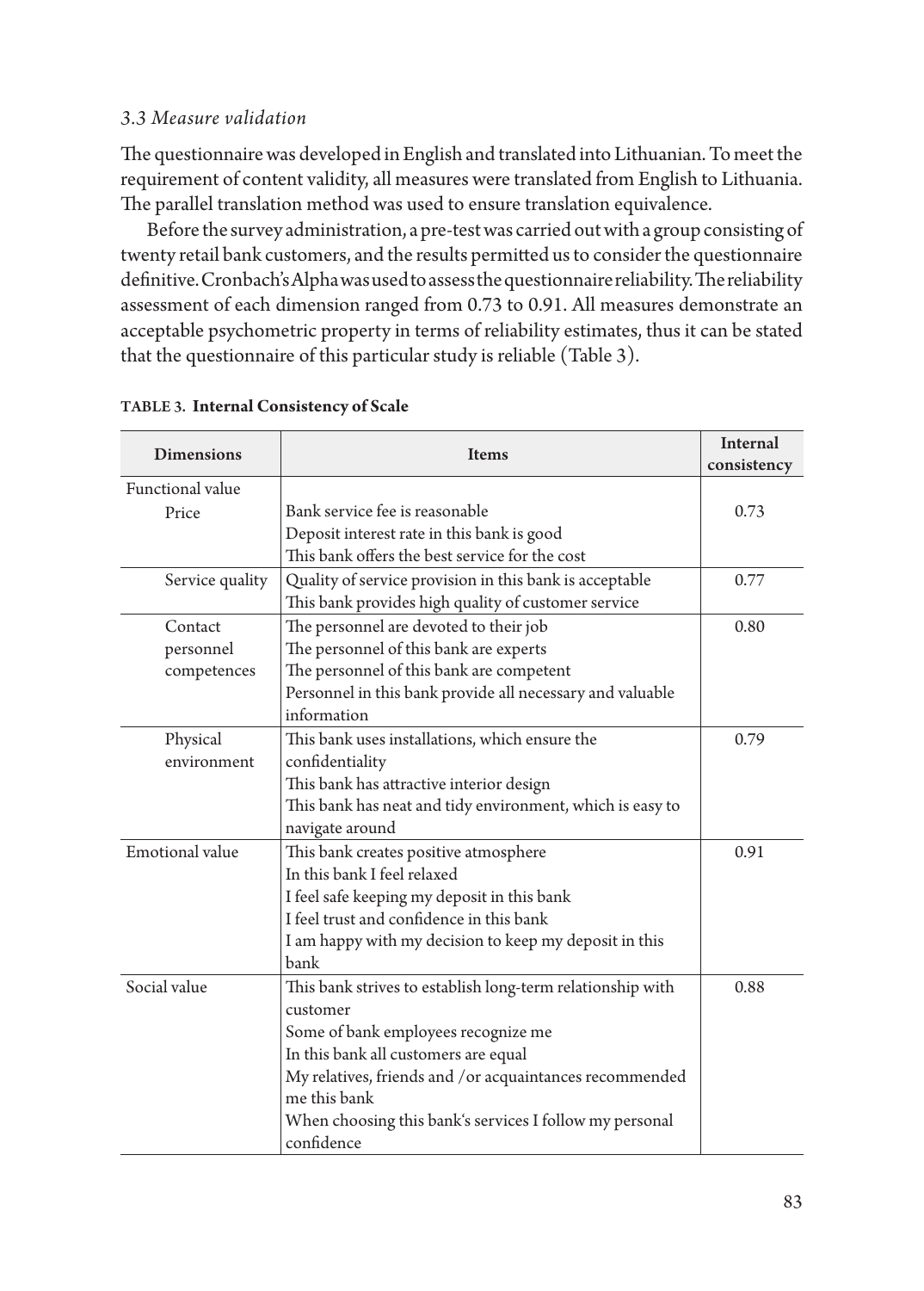### *3.3 Measure validation*

The questionnaire was developed in English and translated into Lithuanian. To meet the requirement of content validity, all measures were translated from English to Lithuania. The parallel translation method was used to ensure translation equivalence.

Before the survey administration, a pre-test was carried out with a group consisting of twenty retail bank customers, and the results permitted us to consider the questionnaire definitive. Cronbach's Alpha was used to assess the questionnaire reliability. The reliability assessment of each dimension ranged from 0.73 to 0.91. All measures demonstrate an acceptable psychometric property in terms of reliability estimates, thus it can be stated that the questionnaire of this particular study is reliable (Table 3).

**TABLE 3. Internal Consistency of Scale**

| Dimensions | Items | Internal consistency |
|---|---|---|
| Functional value | | |
| Price | Bank service fee is reasonable<br>Deposit interest rate in this bank is good<br>This bank offers the best service for the cost | 0.73 |
| Service quality | Quality of service provision in this bank is acceptable<br>This bank provides high quality of customer service | 0.77 |
| Contact personnel competences | The personnel are devoted to their job<br>The personnel of this bank are experts<br>The personnel of this bank are competent<br>Personnel in this bank provide all necessary and valuable information | 0.80 |
| Physical environment | This bank uses installations, which ensure the confidentiality<br>This bank has attractive interior design<br>This bank has neat and tidy environment, which is easy to navigate around | 0.79 |
| Emotional value | This bank creates positive atmosphere<br>In this bank I feel relaxed<br>I feel safe keeping my deposit in this bank<br>I feel trust and confidence in this bank<br>I am happy with my decision to keep my deposit in this bank | 0.91 |
| Social value | This bank strives to establish long-term relationship with customer<br>Some of bank employees recognize me<br>In this bank all customers are equal<br>My relatives, friends and /or acquaintances recommended me this bank<br>When choosing this bank's services I follow my personal confidence | 0.88 |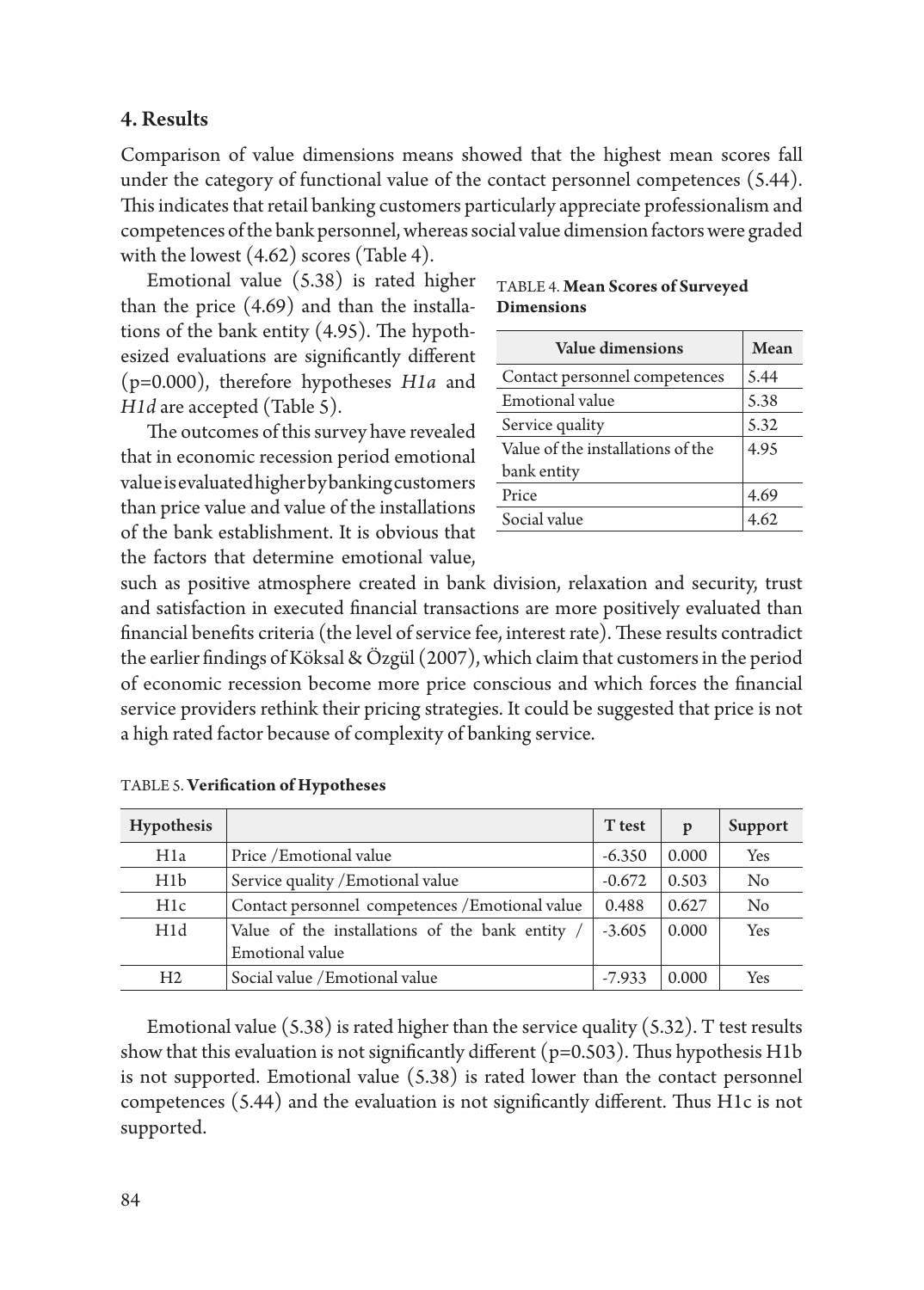## 4. Results

Comparison of value dimensions means showed that the highest mean scores fall under the category of functional value of the contact personnel competences (5.44). This indicates that retail banking customers particularly appreciate professionalism and competences of the bank personnel, whereas social value dimension factors were graded with the lowest (4.62) scores (Table 4).

Emotional value (5.38) is rated higher than the price (4.69) and than the installations of the bank entity (4.95). The hypothesized evaluations are significantly different (p=0.000), therefore hypotheses *H1a* and *H1d* are accepted (Table 5).

TABLE 4. **Mean Scores of Surveyed Dimensions**

| Value dimensions | Mean |
|---|---|
| Contact personnel competences | 5.44 |
| Emotional value | 5.38 |
| Service quality | 5.32 |
| Value of the installations of the bank entity | 4.95 |
| Price | 4.69 |
| Social value | 4.62 |

The outcomes of this survey have revealed that in economic recession period emotional value is evaluated higher by banking customers than price value and value of the installations of the bank establishment. It is obvious that the factors that determine emotional value, such as positive atmosphere created in bank division, relaxation and security, trust and satisfaction in executed financial transactions are more positively evaluated than financial benefits criteria (the level of service fee, interest rate). These results contradict the earlier findings of Köksal & Özgül (2007), which claim that customers in the period of economic recession become more price conscious and which forces the financial service providers rethink their pricing strategies. It could be suggested that price is not a high rated factor because of complexity of banking service.

TABLE 5. **Verification of Hypotheses**

| Hypothesis | | T test | p | Support |
|---|---|---|---|---|
| H1a | Price /Emotional value | -6.350 | 0.000 | Yes |
| H1b | Service quality /Emotional value | -0.672 | 0.503 | No |
| H1c | Contact personnel competences /Emotional value | 0.488 | 0.627 | No |
| H1d | Value of the installations of the bank entity / Emotional value | -3.605 | 0.000 | Yes |
| H2 | Social value /Emotional value | -7.933 | 0.000 | Yes |

Emotional value (5.38) is rated higher than the service quality (5.32). T test results show that this evaluation is not significantly different (p=0.503). Thus hypothesis H1b is not supported. Emotional value (5.38) is rated lower than the contact personnel competences (5.44) and the evaluation is not significantly different. Thus H1c is not supported.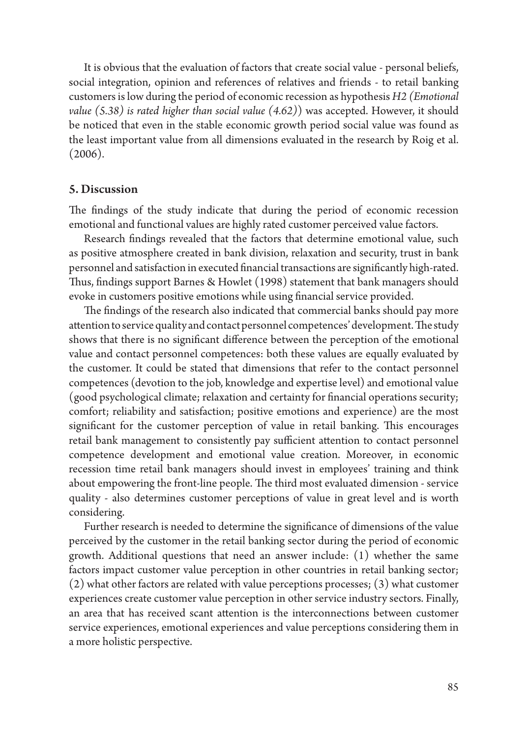It is obvious that the evaluation of factors that create social value - personal beliefs, social integration, opinion and references of relatives and friends - to retail banking customers is low during the period of economic recession as hypothesis *H2 (Emotional value (5.38) is rated higher than social value (4.62))* was accepted. However, it should be noticed that even in the stable economic growth period social value was found as the least important value from all dimensions evaluated in the research by Roig et al. (2006).

## 5. Discussion

The findings of the study indicate that during the period of economic recession emotional and functional values are highly rated customer perceived value factors.

Research findings revealed that the factors that determine emotional value, such as positive atmosphere created in bank division, relaxation and security, trust in bank personnel and satisfaction in executed financial transactions are significantly high-rated. Thus, findings support Barnes & Howlet (1998) statement that bank managers should evoke in customers positive emotions while using financial service provided.

The findings of the research also indicated that commercial banks should pay more attention to service quality and contact personnel competences' development. The study shows that there is no significant difference between the perception of the emotional value and contact personnel competences: both these values are equally evaluated by the customer. It could be stated that dimensions that refer to the contact personnel competences (devotion to the job, knowledge and expertise level) and emotional value (good psychological climate; relaxation and certainty for financial operations security; comfort; reliability and satisfaction; positive emotions and experience) are the most significant for the customer perception of value in retail banking. This encourages retail bank management to consistently pay sufficient attention to contact personnel competence development and emotional value creation. Moreover, in economic recession time retail bank managers should invest in employees' training and think about empowering the front-line people. The third most evaluated dimension - service quality - also determines customer perceptions of value in great level and is worth considering.

Further research is needed to determine the significance of dimensions of the value perceived by the customer in the retail banking sector during the period of economic growth. Additional questions that need an answer include: (1) whether the same factors impact customer value perception in other countries in retail banking sector; (2) what other factors are related with value perceptions processes; (3) what customer experiences create customer value perception in other service industry sectors. Finally, an area that has received scant attention is the interconnections between customer service experiences, emotional experiences and value perceptions considering them in a more holistic perspective.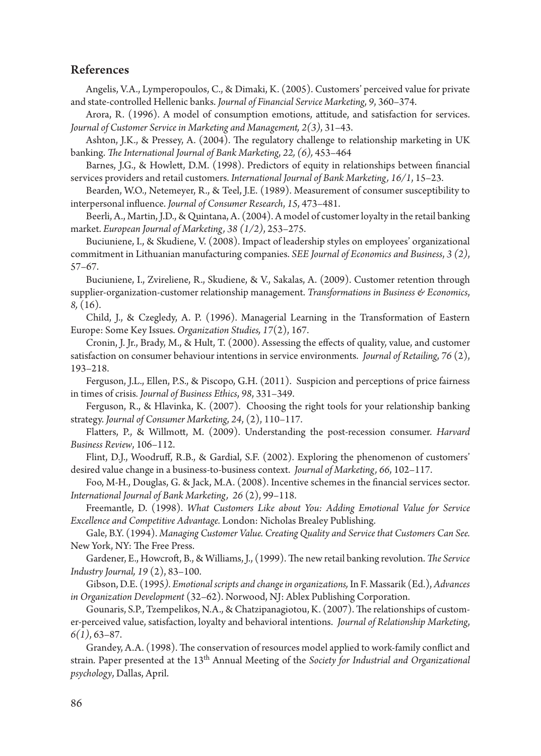## References

Angelis, V.A., Lymperopoulos, C., & Dimaki, K. (2005). Customers' perceived value for private and state-controlled Hellenic banks. *Journal of Financial Service Marketing*, *9*, 360–374.

Arora, R. (1996). A model of consumption emotions, attitude, and satisfaction for services. *Journal of Customer Service in Marketing and Management, 2(3)*, 31–43.

Ashton, J.K., & Pressey, A. (2004). The regulatory challenge to relationship marketing in UK banking. *The International Journal of Bank Marketing*, *22, (6),* 453–464

Barnes, J.G., & Howlett, D.M. (1998). Predictors of equity in relationships between financial services providers and retail customers. *International Journal of Bank Marketing*, *16/1*, 15–23.

Bearden, W.O., Netemeyer, R., & Teel, J.E. (1989). Measurement of consumer susceptibility to interpersonal influence. *Journal of Consumer Research*, *15*, 473–481.

Beerli, A., Martin, J.D., & Quintana, A. (2004). A model of customer loyalty in the retail banking market. *European Journal of Marketing*, *38 (1/2)*, 253–275.

Buciuniene, I., & Skudiene, V. (2008). Impact of leadership styles on employees' organizational commitment in Lithuanian manufacturing companies. *SEE Journal of Economics and Business*, *3 (2)*, 57–67.

Buciuniene, I., Zvireliene, R., Skudiene, & V., Sakalas, A. (2009). Customer retention through supplier-organization-customer relationship management. *Transformations in Business & Economics*, *8,* (16).

Child, J., & Czegledy, A. P. (1996). Managerial Learning in the Transformation of Eastern Europe: Some Key Issues. *Organization Studies, 17*(2), 167.

Cronin, J. Jr., Brady, M., & Hult, T. (2000). Assessing the effects of quality, value, and customer satisfaction on consumer behaviour intentions in service environments. *Journal of Retailing*, *76* (2), 193–218.

Ferguson, J.L., Ellen, P.S., & Piscopo, G.H. (2011). Suspicion and perceptions of price fairness in times of crisis. *Journal of Business Ethics*, *98*, 331–349.

Ferguson, R., & Hlavinka, K. (2007). Choosing the right tools for your relationship banking strategy. *Journal of Consumer Marketing*, *24*, (2), 110–117.

Flatters, P., & Willmott, M. (2009). Understanding the post-recession consumer. *Harvard Business Review*, 106–112.

Flint, D.J., Woodruff, R.B., & Gardial, S.F. (2002). Exploring the phenomenon of customers' desired value change in a business-to-business context. *Journal of Marketing*, *66*, 102–117.

Foo, M-H., Douglas, G. & Jack, M.A. (2008). Incentive schemes in the financial services sector. *International Journal of Bank Marketing*, *26* (2), 99–118.

Freemantle, D. (1998). *What Customers Like about You: Adding Emotional Value for Service Excellence and Competitive Advantage.* London: Nicholas Brealey Publishing.

Gale, B.Y. (1994). *Managing Customer Value. Creating Quality and Service that Customers Can See.* New York, NY: The Free Press.

Gardener, E., Howcroft, B., & Williams, J., (1999). The new retail banking revolution. *The Service Industry Journal, 19* (2), 83–100.

Gibson, D.E. (1995*). Emotional scripts and change in organizations,* In F. Massarik (Ed.), *Advances in Organization Development* (32–62). Norwood, NJ: Ablex Publishing Corporation.

Gounaris, S.P., Tzempelikos, N.A., & Chatzipanagiotou, K. (2007). The relationships of customer-perceived value, satisfaction, loyalty and behavioral intentions. *Journal of Relationship Marketing*, *6(1)*, 63–87.

Grandey, A.A. (1998). The conservation of resources model applied to work-family conflict and strain. Paper presented at the 13th Annual Meeting of the *Society for Industrial and Organizational psychology*, Dallas, April.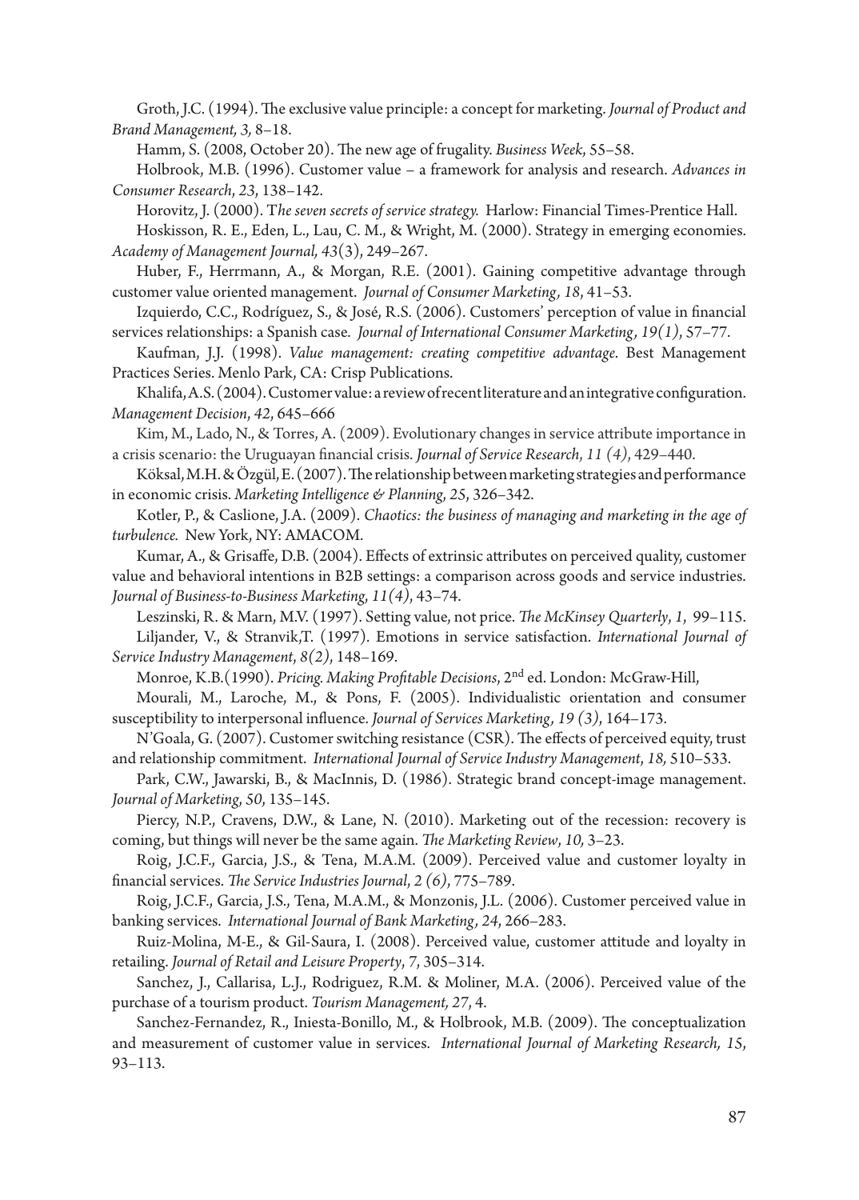Groth, J.C. (1994). The exclusive value principle: a concept for marketing. *Journal of Product and Brand Management, 3,* 8–18.

Hamm, S. (2008, October 20). The new age of frugality. *Business Week*, 55–58.

Holbrook, M.B. (1996). Customer value – a framework for analysis and research. *Advances in Consumer Research*, *23*, 138–142.

Horovitz, J. (2000). T*he seven secrets of service strategy.* Harlow: Financial Times-Prentice Hall.

Hoskisson, R. E., Eden, L., Lau, C. M., & Wright, M. (2000). Strategy in emerging economies. *Academy of Management Journal, 43*(3), 249–267.

Huber, F., Herrmann, A., & Morgan, R.E. (2001). Gaining competitive advantage through customer value oriented management. *Journal of Consumer Marketing*, *18*, 41–53.

Izquierdo, C.C., Rodríguez, S., & José, R.S. (2006). Customers' perception of value in financial services relationships: a Spanish case. *Journal of International Consumer Marketing*, *19(1)*, 57–77.

Kaufman, J.J. (1998). *Value management: creating competitive advantage*. Best Management Practices Series. Menlo Park, CA: Crisp Publications.

Khalifa, A.S. (2004). Customer value: a review of recent literature and an integrative configuration. *Management Decision*, *42*, 645–666

Kim, M., Lado, N., & Torres, A. (2009). Evolutionary changes in service attribute importance in a crisis scenario: the Uruguayan financial crisis. *Journal of Service Research*, *11 (4)*, 429–440.

Köksal, M.H. & Özgül, E. (2007). The relationship between marketing strategies and performance in economic crisis. *Marketing Intelligence & Planning*, *25*, 326–342.

Kotler, P., & Caslione, J.A. (2009). *Chaotics: the business of managing and marketing in the age of turbulence.* New York, NY: AMACOM.

Kumar, A., & Grisaffe, D.B. (2004). Effects of extrinsic attributes on perceived quality, customer value and behavioral intentions in B2B settings: a comparison across goods and service industries. *Journal of Business-to-Business Marketing*, *11(4)*, 43–74.

Leszinski, R. & Marn, M.V. (1997). Setting value, not price. *The McKinsey Quarterly*, *1*, 99–115.

Liljander, V., & Stranvik,T. (1997). Emotions in service satisfaction. *International Journal of Service Industry Management*, *8(2)*, 148–169.

Monroe, K.B.(1990). *Pricing. Making Profitable Decisions*, 2nd ed. London: McGraw-Hill,

Mourali, M., Laroche, M., & Pons, F. (2005). Individualistic orientation and consumer susceptibility to interpersonal influence. *Journal of Services Marketing*, *19 (3)*, 164–173.

N'Goala, G. (2007). Customer switching resistance (CSR). The effects of perceived equity, trust and relationship commitment. *International Journal of Service Industry Management*, *18,* 510–533.

Park, C.W., Jawarski, B., & MacInnis, D. (1986). Strategic brand concept-image management. *Journal of Marketing*, *50*, 135–145.

Piercy, N.P., Cravens, D.W., & Lane, N. (2010). Marketing out of the recession: recovery is coming, but things will never be the same again. *The Marketing Review*, *10,* 3–23.

Roig, J.C.F., Garcia, J.S., & Tena, M.A.M. (2009). Perceived value and customer loyalty in financial services. *The Service Industries Journal*, *2 (6)*, 775–789.

Roig, J.C.F., Garcia, J.S., Tena, M.A.M., & Monzonis, J.L. (2006). Customer perceived value in banking services. *International Journal of Bank Marketing*, *24*, 266–283.

Ruiz-Molina, M-E., & Gil-Saura, I. (2008). Perceived value, customer attitude and loyalty in retailing. *Journal of Retail and Leisure Property*, *7*, 305–314.

Sanchez, J., Callarisa, L.J., Rodriguez, R.M. & Moliner, M.A. (2006). Perceived value of the purchase of a tourism product. *Tourism Management, 27*, 4.

Sanchez-Fernandez, R., Iniesta-Bonillo, M., & Holbrook, M.B. (2009). The conceptualization and measurement of customer value in services. *International Journal of Marketing Research, 15*, 93–113.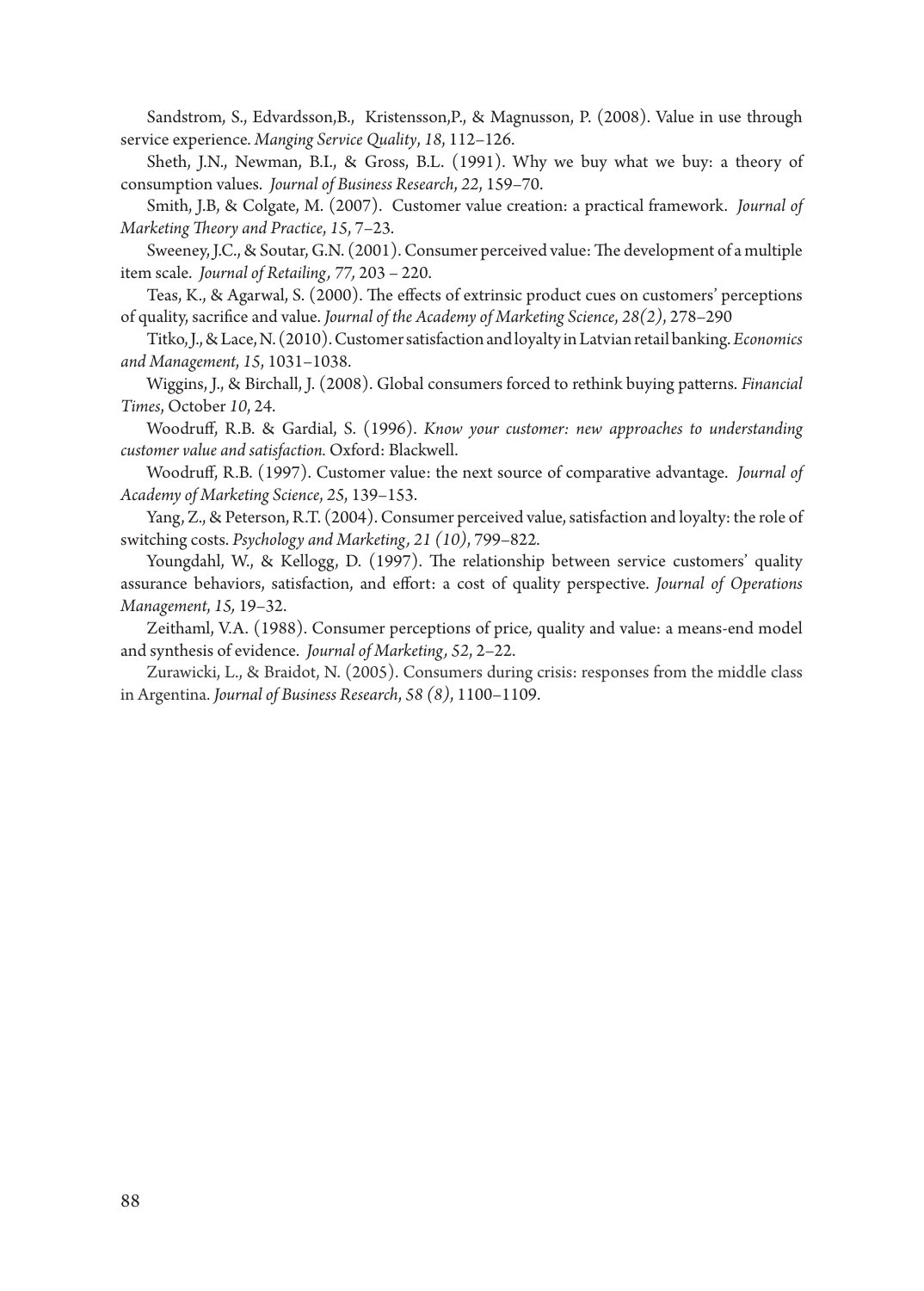Sandstrom, S., Edvardsson,B., Kristensson,P., & Magnusson, P. (2008). Value in use through service experience. *Manging Service Quality*, *18*, 112–126.

Sheth, J.N., Newman, B.I., & Gross, B.L. (1991). Why we buy what we buy: a theory of consumption values. *Journal of Business Research*, *22*, 159–70.

Smith, J.B, & Colgate, M. (2007). Customer value creation: a practical framework. *Journal of Marketing Theory and Practice*, *15*, 7–23.

Sweeney, J.C., & Soutar, G.N. (2001). Consumer perceived value: The development of a multiple item scale. *Journal of Retailing*, *77*, 203 – 220.

Teas, K., & Agarwal, S. (2000). The effects of extrinsic product cues on customers' perceptions of quality, sacrifice and value. *Journal of the Academy of Marketing Science*, *28(2)*, 278–290

Titko, J., & Lace, N. (2010). Customer satisfaction and loyalty in Latvian retail banking. *Economics and Management*, *15*, 1031–1038.

Wiggins, J., & Birchall, J. (2008). Global consumers forced to rethink buying patterns. *Financial Times*, October *10*, 24.

Woodruff, R.B. & Gardial, S. (1996). *Know your customer: new approaches to understanding customer value and satisfaction.* Oxford: Blackwell.

Woodruff, R.B. (1997). Customer value: the next source of comparative advantage. *Journal of Academy of Marketing Science*, *25*, 139–153.

Yang, Z., & Peterson, R.T. (2004). Consumer perceived value, satisfaction and loyalty: the role of switching costs. *Psychology and Marketing*, *21 (10)*, 799–822.

Youngdahl, W., & Kellogg, D. (1997). The relationship between service customers' quality assurance behaviors, satisfaction, and effort: a cost of quality perspective. *Journal of Operations Management*, *15,* 19–32.

Zeithaml, V.A. (1988). Consumer perceptions of price, quality and value: a means-end model and synthesis of evidence. *Journal of Marketing*, *52*, 2–22.

Zurawicki, L., & Braidot, N. (2005). Consumers during crisis: responses from the middle class in Argentina. *Journal of Business Research*, *58 (8)*, 1100–1109.